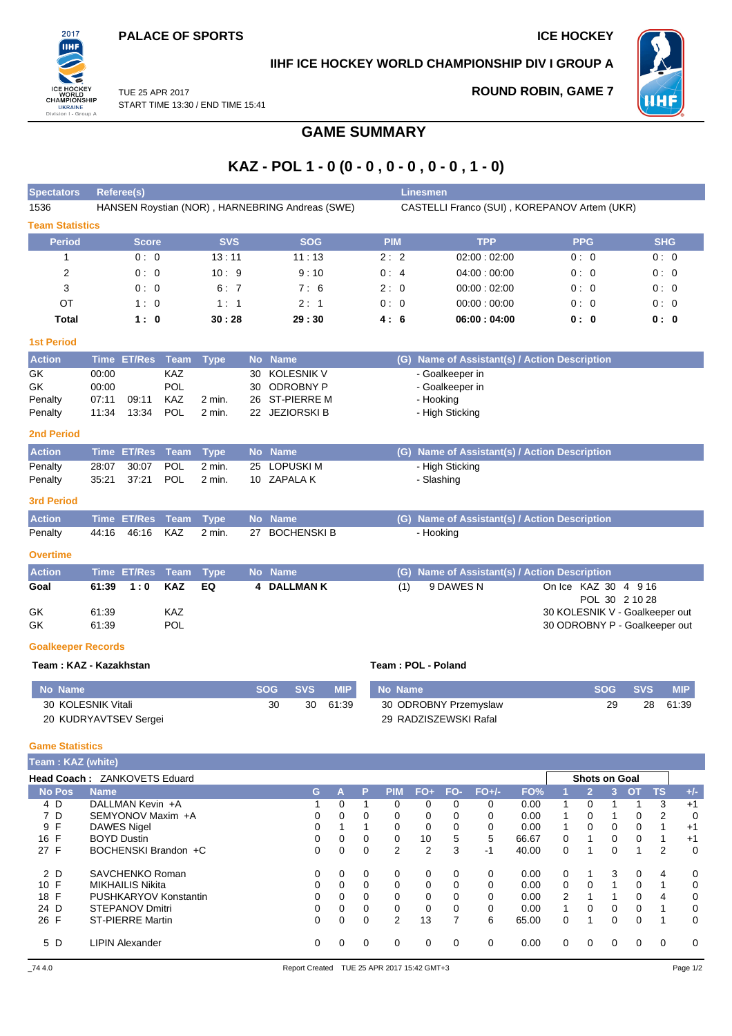PALACE OF SPORTS

ICE HOCKEY

## IIHF ICE HOCKEY WORLD CHAMPIONSHIP DIV I GROUP A

TUE 25 APR 2017
START TIME 13:30 / END TIME 15:41

ROUND ROBIN, GAME 7

# GAME SUMMARY

## KAZ - POL 1 - 0 (0 - 0 , 0 - 0 , 0 - 0 , 1 - 0)

| Spectators | Referee(s) | Linesmen |
|---|---|---|
| 1536 | HANSEN Roystian (NOR) , HARNEBRING Andreas (SWE) | CASTELLI Franco (SUI) , KOREPANOV Artem (UKR) |

### Team Statistics

| Period | Score | SVS | SOG | PIM | TPP | PPG | SHG |
|---|---|---|---|---|---|---|---|
| 1 | 0 : 0 | 13 : 11 | 11 : 13 | 2 : 2 | 02:00 : 02:00 | 0 : 0 | 0 : 0 |
| 2 | 0 : 0 | 10 : 9 | 9 : 10 | 0 : 4 | 04:00 : 00:00 | 0 : 0 | 0 : 0 |
| 3 | 0 : 0 | 6 : 7 | 7 : 6 | 2 : 0 | 00:00 : 02:00 | 0 : 0 | 0 : 0 |
| OT | 1 : 0 | 1 : 1 | 2 : 1 | 0 : 0 | 00:00 : 00:00 | 0 : 0 | 0 : 0 |
| **Total** | **1 : 0** | **30 : 28** | **29 : 30** | **4 : 6** | **06:00 : 04:00** | **0 : 0** | **0 : 0** |

### 1st Period

| Action | Time | ET/Res | Team | Type | No | Name | (G) | Name of Assistant(s) / Action Description |
|---|---|---|---|---|---|---|---|---|
| GK | 00:00 | | KAZ | | 30 | KOLESNIK V | | - Goalkeeper in |
| GK | 00:00 | | POL | | 30 | ODROBNY P | | - Goalkeeper in |
| Penalty | 07:11 | 09:11 | KAZ | 2 min. | 26 | ST-PIERRE M | | - Hooking |
| Penalty | 11:34 | 13:34 | POL | 2 min. | 22 | JEZIORSKI B | | - High Sticking |

### 2nd Period

| Action | Time | ET/Res | Team | Type | No | Name | (G) | Name of Assistant(s) / Action Description |
|---|---|---|---|---|---|---|---|---|
| Penalty | 28:07 | 30:07 | POL | 2 min. | 25 | LOPUSKI M | | - High Sticking |
| Penalty | 35:21 | 37:21 | POL | 2 min. | 10 | ZAPALA K | | - Slashing |

### 3rd Period

| Action | Time | ET/Res | Team | Type | No | Name | (G) | Name of Assistant(s) / Action Description |
|---|---|---|---|---|---|---|---|---|
| Penalty | 44:16 | 46:16 | KAZ | 2 min. | 27 | BOCHENSKI B | | - Hooking |

### Overtime

| Action | Time | ET/Res | Team | Type | No | Name | (G) | Name of Assistant(s) / Action Description | |
|---|---|---|---|---|---|---|---|---|---|
| **Goal** | **61:39** | **1 : 0** | **KAZ** | **EQ** | **4** | **DALLMAN K** | (1) | 9 DAWES N | On Ice KAZ 30 4 9 16 POL 30 2 10 28 |
| GK | 61:39 | | KAZ | | | | | | 30 KOLESNIK V - Goalkeeper out |
| GK | 61:39 | | POL | | | | | | 30 ODROBNY P - Goalkeeper out |

### Goalkeeper Records

**Team : KAZ - Kazakhstan**

| No Name | SOG | SVS | MIP |
|---|---|---|---|
| 30 KOLESNIK Vitali | 30 | 30 | 61:39 |
| 20 KUDRYAVTSEV Sergei | | | |

**Team : POL - Poland**

| No Name | SOG | SVS | MIP |
|---|---|---|---|
| 30 ODROBNY Przemyslaw | 29 | 28 | 61:39 |
| 29 RADZISZEWSKI Rafal | | | |

### Game Statistics

**Team : KAZ (white)**

**Head Coach :** ZANKOVETS Eduard

| No | Pos | Name | G | A | P | PIM | FO+ | FO- | FO+/- | FO% | Shots on Goal 1 | 2 | 3 | OT | TS | +/- |
|---|---|---|---|---|---|---|---|---|---|---|---|---|---|---|---|---|
| 4 | D | DALLMAN Kevin +A | 1 | 0 | 1 | 0 | 0 | 0 | 0 | 0.00 | 1 | 0 | 1 | 1 | 3 | +1 |
| 7 | D | SEMYONOV Maxim +A | 0 | 0 | 0 | 0 | 0 | 0 | 0 | 0.00 | 1 | 0 | 1 | 0 | 2 | 0 |
| 9 | F | DAWES Nigel | 0 | 1 | 1 | 0 | 0 | 0 | 0 | 0.00 | 1 | 0 | 0 | 0 | 1 | +1 |
| 16 | F | BOYD Dustin | 0 | 0 | 0 | 0 | 10 | 5 | 5 | 66.67 | 0 | 1 | 0 | 0 | 1 | +1 |
| 27 | F | BOCHENSKI Brandon +C | 0 | 0 | 0 | 2 | 2 | 3 | -1 | 40.00 | 0 | 1 | 0 | 1 | 2 | 0 |
| 2 | D | SAVCHENKO Roman | 0 | 0 | 0 | 0 | 0 | 0 | 0 | 0.00 | 0 | 1 | 3 | 0 | 4 | 0 |
| 10 | F | MIKHAILIS Nikita | 0 | 0 | 0 | 0 | 0 | 0 | 0 | 0.00 | 0 | 0 | 1 | 0 | 1 | 0 |
| 18 | F | PUSHKARYOV Konstantin | 0 | 0 | 0 | 0 | 0 | 0 | 0 | 0.00 | 2 | 1 | 1 | 0 | 4 | 0 |
| 24 | D | STEPANOV Dmitri | 0 | 0 | 0 | 0 | 0 | 0 | 0 | 0.00 | 1 | 0 | 0 | 0 | 1 | 0 |
| 26 | F | ST-PIERRE Martin | 0 | 0 | 0 | 2 | 13 | 7 | 6 | 65.00 | 0 | 1 | 0 | 0 | 1 | 0 |
| 5 | D | LIPIN Alexander | 0 | 0 | 0 | 0 | 0 | 0 | 0 | 0.00 | 0 | 0 | 0 | 0 | 0 | 0 |

_74 4.0 Report Created TUE 25 APR 2017 15:42 GMT+3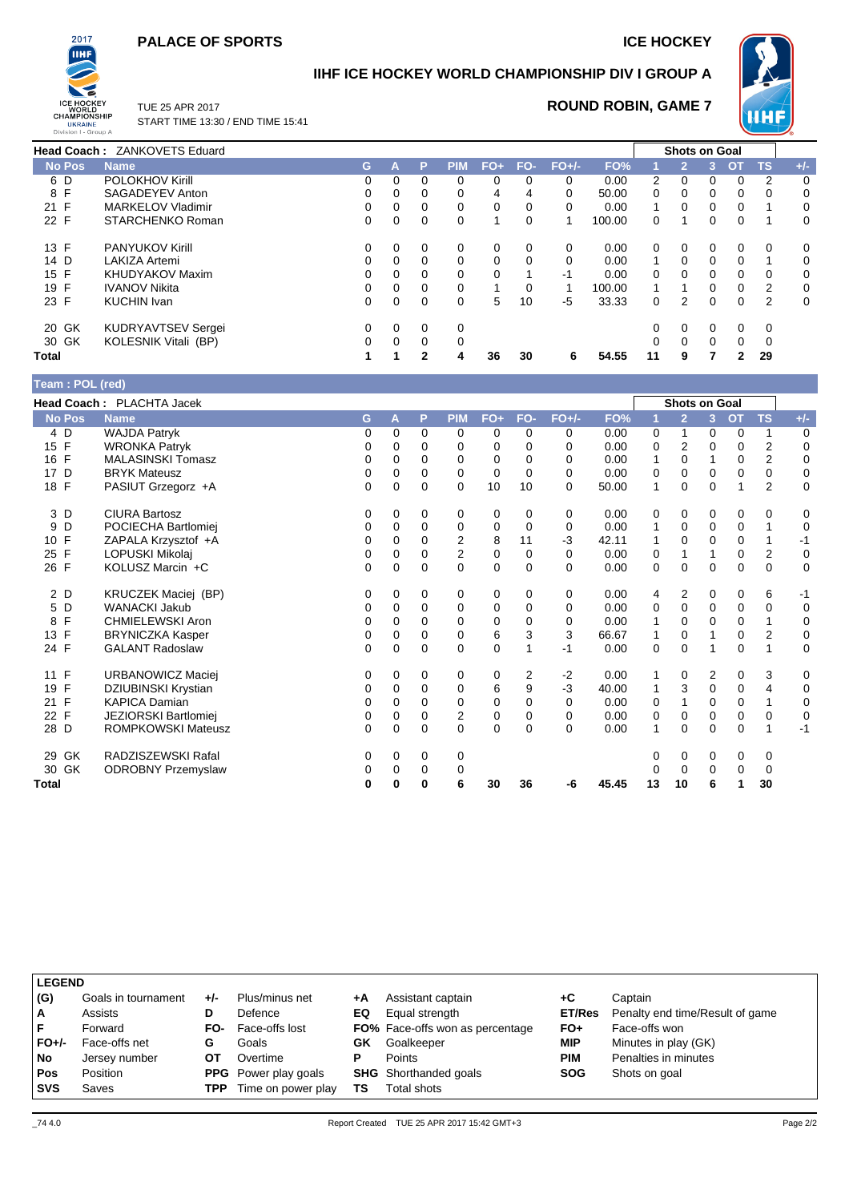# PALACE OF SPORTS

**ICE HOCKEY**

## IIHF ICE HOCKEY WORLD CHAMPIONSHIP DIV I GROUP A

TUE 25 APR 2017
START TIME 13:30 / END TIME 15:41

**ROUND ROBIN, GAME 7**

**Head Coach :** ZANKOVETS Eduard

| No | Pos | Name | G | A | P | PIM | FO+ | FO- | FO+/- | FO% | Shots on Goal 1 | 2 | 3 | OT | TS | +/- |
|---|---|---|---|---|---|---|---|---|---|---|---|---|---|---|---|---|
| 6 | D | POLOKHOV Kirill | 0 | 0 | 0 | 0 | 0 | 0 | 0 | 0.00 | 2 | 0 | 0 | 0 | 2 | 0 |
| 8 | F | SAGADEYEV Anton | 0 | 0 | 0 | 0 | 4 | 4 | 0 | 50.00 | 0 | 0 | 0 | 0 | 0 | 0 |
| 21 | F | MARKELOV Vladimir | 0 | 0 | 0 | 0 | 0 | 0 | 0 | 0.00 | 1 | 0 | 0 | 0 | 1 | 0 |
| 22 | F | STARCHENKO Roman | 0 | 0 | 0 | 0 | 1 | 0 | 1 | 100.00 | 0 | 1 | 0 | 0 | 1 | 0 |
| 13 | F | PANYUKOV Kirill | 0 | 0 | 0 | 0 | 0 | 0 | 0 | 0.00 | 0 | 0 | 0 | 0 | 0 | 0 |
| 14 | D | LAKIZA Artemi | 0 | 0 | 0 | 0 | 0 | 0 | 0 | 0.00 | 1 | 0 | 0 | 0 | 1 | 0 |
| 15 | F | KHUDYAKOV Maxim | 0 | 0 | 0 | 0 | 0 | 1 | -1 | 0.00 | 0 | 0 | 0 | 0 | 0 | 0 |
| 19 | F | IVANOV Nikita | 0 | 0 | 0 | 0 | 1 | 0 | 1 | 100.00 | 1 | 1 | 0 | 0 | 2 | 0 |
| 23 | F | KUCHIN Ivan | 0 | 0 | 0 | 0 | 5 | 10 | -5 | 33.33 | 0 | 2 | 0 | 0 | 2 | 0 |
| 20 | GK | KUDRYAVTSEV Sergei | 0 | 0 | 0 | 0 | | | | | 0 | 0 | 0 | 0 | 0 | |
| 30 | GK | KOLESNIK Vitali (BP) | 0 | 0 | 0 | 0 | | | | | 0 | 0 | 0 | 0 | 0 | |
| **Total** | | | **1** | **1** | **2** | **4** | **36** | **30** | **6** | **54.55** | **11** | **9** | **7** | **2** | **29** | |

**Team : POL (red)**

**Head Coach :** PLACHTA Jacek

| No | Pos | Name | G | A | P | PIM | FO+ | FO- | FO+/- | FO% | Shots on Goal 1 | 2 | 3 | OT | TS | +/- |
|---|---|---|---|---|---|---|---|---|---|---|---|---|---|---|---|---|
| 4 | D | WAJDA Patryk | 0 | 0 | 0 | 0 | 0 | 0 | 0 | 0.00 | 0 | 1 | 0 | 0 | 1 | 0 |
| 15 | F | WRONKA Patryk | 0 | 0 | 0 | 0 | 0 | 0 | 0 | 0.00 | 0 | 2 | 0 | 0 | 2 | 0 |
| 16 | F | MALASINSKI Tomasz | 0 | 0 | 0 | 0 | 0 | 0 | 0 | 0.00 | 1 | 0 | 1 | 0 | 2 | 0 |
| 17 | D | BRYK Mateusz | 0 | 0 | 0 | 0 | 0 | 0 | 0 | 0.00 | 0 | 0 | 0 | 0 | 0 | 0 |
| 18 | F | PASIUT Grzegorz +A | 0 | 0 | 0 | 0 | 10 | 10 | 0 | 50.00 | 1 | 0 | 0 | 1 | 2 | 0 |
| 3 | D | CIURA Bartosz | 0 | 0 | 0 | 0 | 0 | 0 | 0 | 0.00 | 0 | 0 | 0 | 0 | 0 | 0 |
| 9 | D | POCIECHA Bartlomiej | 0 | 0 | 0 | 0 | 0 | 0 | 0 | 0.00 | 1 | 0 | 0 | 0 | 1 | 0 |
| 10 | F | ZAPALA Krzysztof +A | 0 | 0 | 0 | 2 | 8 | 11 | -3 | 42.11 | 1 | 0 | 0 | 0 | 1 | -1 |
| 25 | F | LOPUSKI Mikolaj | 0 | 0 | 0 | 2 | 0 | 0 | 0 | 0.00 | 0 | 1 | 1 | 0 | 2 | 0 |
| 26 | F | KOLUSZ Marcin +C | 0 | 0 | 0 | 0 | 0 | 0 | 0 | 0.00 | 0 | 0 | 0 | 0 | 0 | 0 |
| 2 | D | KRUCZEK Maciej (BP) | 0 | 0 | 0 | 0 | 0 | 0 | 0 | 0.00 | 4 | 2 | 0 | 0 | 6 | -1 |
| 5 | D | WANACKI Jakub | 0 | 0 | 0 | 0 | 0 | 0 | 0 | 0.00 | 0 | 0 | 0 | 0 | 0 | 0 |
| 8 | F | CHMIELEWSKI Aron | 0 | 0 | 0 | 0 | 0 | 0 | 0 | 0.00 | 1 | 0 | 0 | 0 | 1 | 0 |
| 13 | F | BRYNICZKA Kasper | 0 | 0 | 0 | 0 | 6 | 3 | 3 | 66.67 | 1 | 0 | 1 | 0 | 2 | 0 |
| 24 | F | GALANT Radoslaw | 0 | 0 | 0 | 0 | 0 | 1 | -1 | 0.00 | 0 | 0 | 1 | 0 | 1 | 0 |
| 11 | F | URBANOWICZ Maciej | 0 | 0 | 0 | 0 | 0 | 2 | -2 | 0.00 | 1 | 0 | 2 | 0 | 3 | 0 |
| 19 | F | DZIUBINSKI Krystian | 0 | 0 | 0 | 0 | 6 | 9 | -3 | 40.00 | 1 | 3 | 0 | 0 | 4 | 0 |
| 21 | F | KAPICA Damian | 0 | 0 | 0 | 0 | 0 | 0 | 0 | 0.00 | 0 | 1 | 0 | 0 | 1 | 0 |
| 22 | F | JEZIORSKI Bartlomiej | 0 | 0 | 0 | 2 | 0 | 0 | 0 | 0.00 | 0 | 0 | 0 | 0 | 0 | 0 |
| 28 | D | ROMPKOWSKI Mateusz | 0 | 0 | 0 | 0 | 0 | 0 | 0 | 0.00 | 1 | 0 | 0 | 0 | 1 | -1 |
| 29 | GK | RADZISZEWSKI Rafal | 0 | 0 | 0 | 0 | | | | | 0 | 0 | 0 | 0 | 0 | |
| 30 | GK | ODROBNY Przemyslaw | 0 | 0 | 0 | 0 | | | | | 0 | 0 | 0 | 0 | 0 | |
| **Total** | | | **0** | **0** | **0** | **6** | **30** | **36** | **-6** | **45.45** | **13** | **10** | **6** | **1** | **30** | |

**LEGEND**

| | | | | | | | |
|---|---|---|---|---|---|---|---|
| (G) | Goals in tournament | +/- | Plus/minus net | +A | Assistant captain | +C | Captain |
| A | Assists | D | Defence | EQ | Equal strength | ET/Res | Penalty end time/Result of game |
| F | Forward | FO- | Face-offs lost | FO% | Face-offs won as percentage | FO+ | Face-offs won |
| FO+/- | Face-offs net | G | Goals | GK | Goalkeeper | MIP | Minutes in play (GK) |
| No | Jersey number | OT | Overtime | P | Points | PIM | Penalties in minutes |
| Pos | Position | PPG | Power play goals | SHG | Shorthanded goals | SOG | Shots on goal |
| SVS | Saves | TPP | Time on power play | TS | Total shots | | |

_74 4.0 Report Created TUE 25 APR 2017 15:42 GMT+3